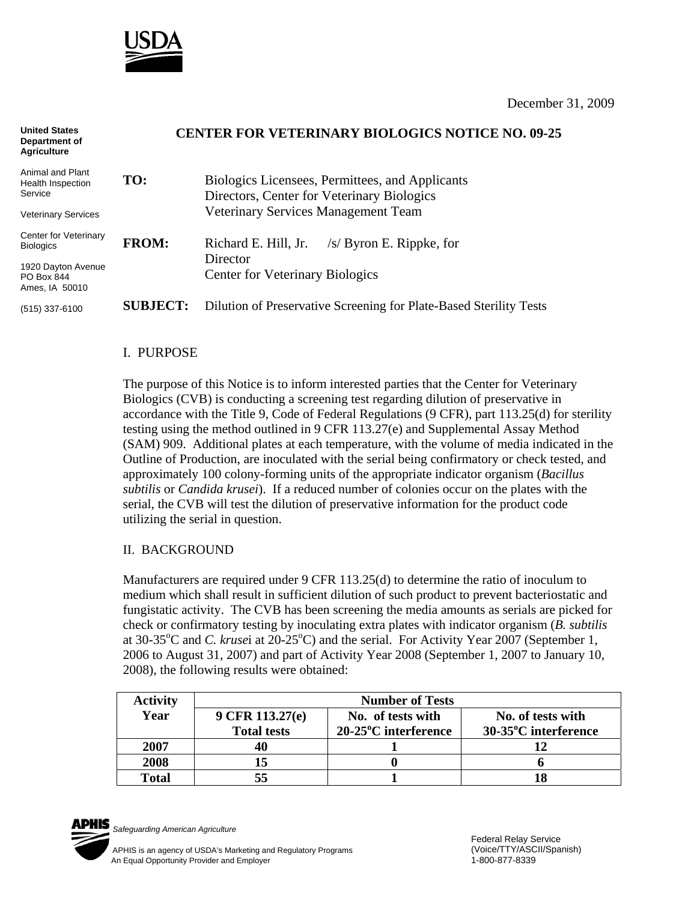USDA

December 31, 2009

**United States Department of Agriculture**

Animal and Plant Health Inspection Service

Veterinary Services

Center for Veterinary Biologics

1920 Dayton Avenue
PO Box 844
Ames, IA 50010

(515) 337-6100

## CENTER FOR VETERINARY BIOLOGICS NOTICE NO. 09-25

**TO:** Biologics Licensees, Permittees, and Applicants
Directors, Center for Veterinary Biologics
Veterinary Services Management Team

**FROM:** Richard E. Hill, Jr. /s/ Byron E. Rippke, for
Director
Center for Veterinary Biologics

**SUBJECT:** Dilution of Preservative Screening for Plate-Based Sterility Tests

### I. PURPOSE

The purpose of this Notice is to inform interested parties that the Center for Veterinary Biologics (CVB) is conducting a screening test regarding dilution of preservative in accordance with the Title 9, Code of Federal Regulations (9 CFR), part 113.25(d) for sterility testing using the method outlined in 9 CFR 113.27(e) and Supplemental Assay Method (SAM) 909. Additional plates at each temperature, with the volume of media indicated in the Outline of Production, are inoculated with the serial being confirmatory or check tested, and approximately 100 colony-forming units of the appropriate indicator organism (*Bacillus subtilis* or *Candida krusei*). If a reduced number of colonies occur on the plates with the serial, the CVB will test the dilution of preservative information for the product code utilizing the serial in question.

### II. BACKGROUND

Manufacturers are required under 9 CFR 113.25(d) to determine the ratio of inoculum to medium which shall result in sufficient dilution of such product to prevent bacteriostatic and fungistatic activity. The CVB has been screening the media amounts as serials are picked for check or confirmatory testing by inoculating extra plates with indicator organism (*B. subtilis* at 30-35$^{o}$C and *C. krusei* at 20-25$^{o}$C) and the serial. For Activity Year 2007 (September 1, 2006 to August 31, 2007) and part of Activity Year 2008 (September 1, 2007 to January 10, 2008), the following results were obtained:

| Activity Year | Number of Tests | | |
|---|---|---|---|
| | 9 CFR 113.27(e) Total tests | No. of tests with 20-25$^{o}$C interference | No. of tests with 30-35$^{o}$C interference |
| **2007** | **40** | **1** | **12** |
| **2008** | **15** | **0** | **6** |
| **Total** | **55** | **1** | **18** |

APHIS *Safeguarding American Agriculture*

APHIS is an agency of USDA's Marketing and Regulatory Programs
An Equal Opportunity Provider and Employer

Federal Relay Service
(Voice/TTY/ASCII/Spanish)
1-800-877-8339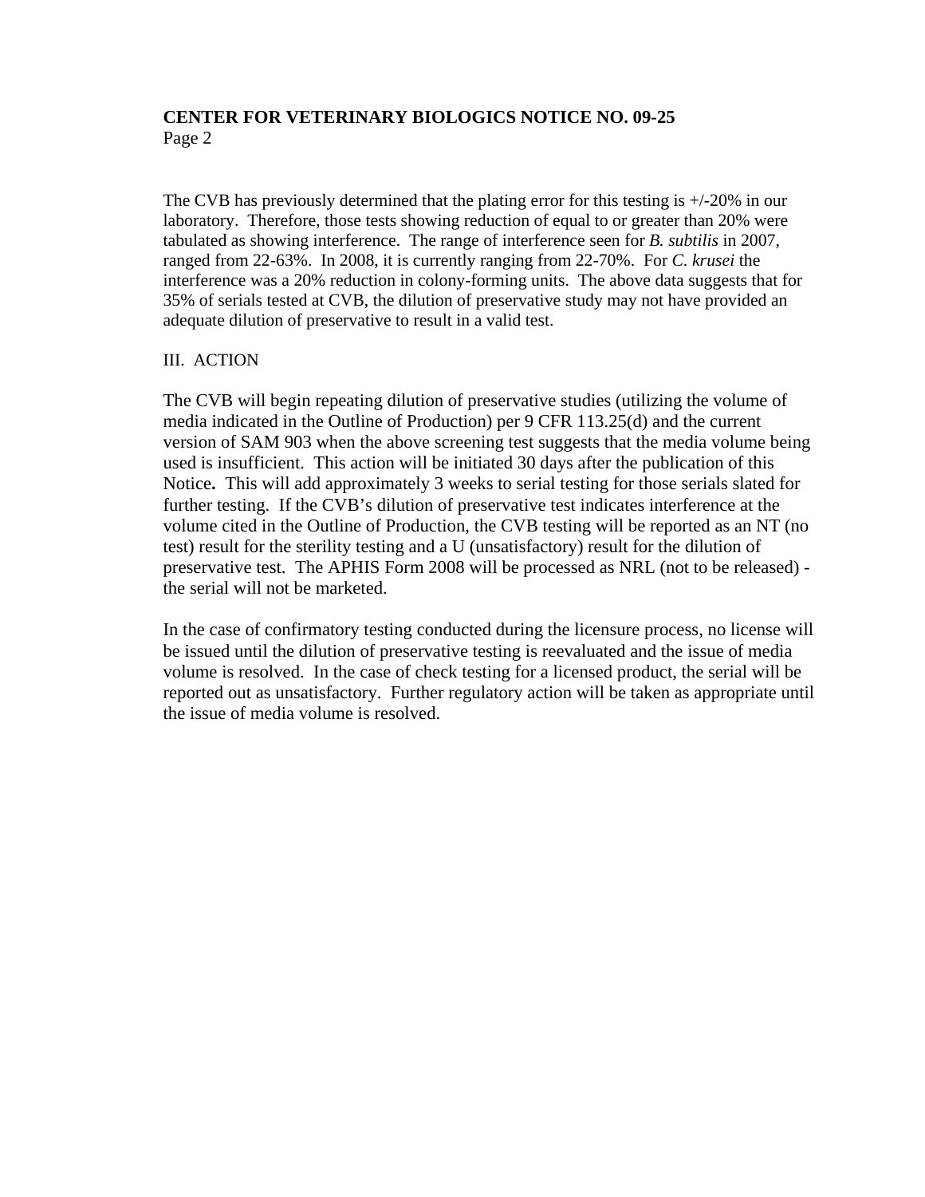The CVB has previously determined that the plating error for this testing is +/-20% in our laboratory. Therefore, those tests showing reduction of equal to or greater than 20% were tabulated as showing interference. The range of interference seen for *B. subtilis* in 2007, ranged from 22-63%. In 2008, it is currently ranging from 22-70%. For *C. krusei* the interference was a 20% reduction in colony-forming units. The above data suggests that for 35% of serials tested at CVB, the dilution of preservative study may not have provided an adequate dilution of preservative to result in a valid test.

## III. ACTION

The CVB will begin repeating dilution of preservative studies (utilizing the volume of media indicated in the Outline of Production) per 9 CFR 113.25(d) and the current version of SAM 903 when the above screening test suggests that the media volume being used is insufficient. This action will be initiated 30 days after the publication of this Notice**.** This will add approximately 3 weeks to serial testing for those serials slated for further testing. If the CVB's dilution of preservative test indicates interference at the volume cited in the Outline of Production, the CVB testing will be reported as an NT (no test) result for the sterility testing and a U (unsatisfactory) result for the dilution of preservative test. The APHIS Form 2008 will be processed as NRL (not to be released) - the serial will not be marketed.

In the case of confirmatory testing conducted during the licensure process, no license will be issued until the dilution of preservative testing is reevaluated and the issue of media volume is resolved. In the case of check testing for a licensed product, the serial will be reported out as unsatisfactory. Further regulatory action will be taken as appropriate until the issue of media volume is resolved.